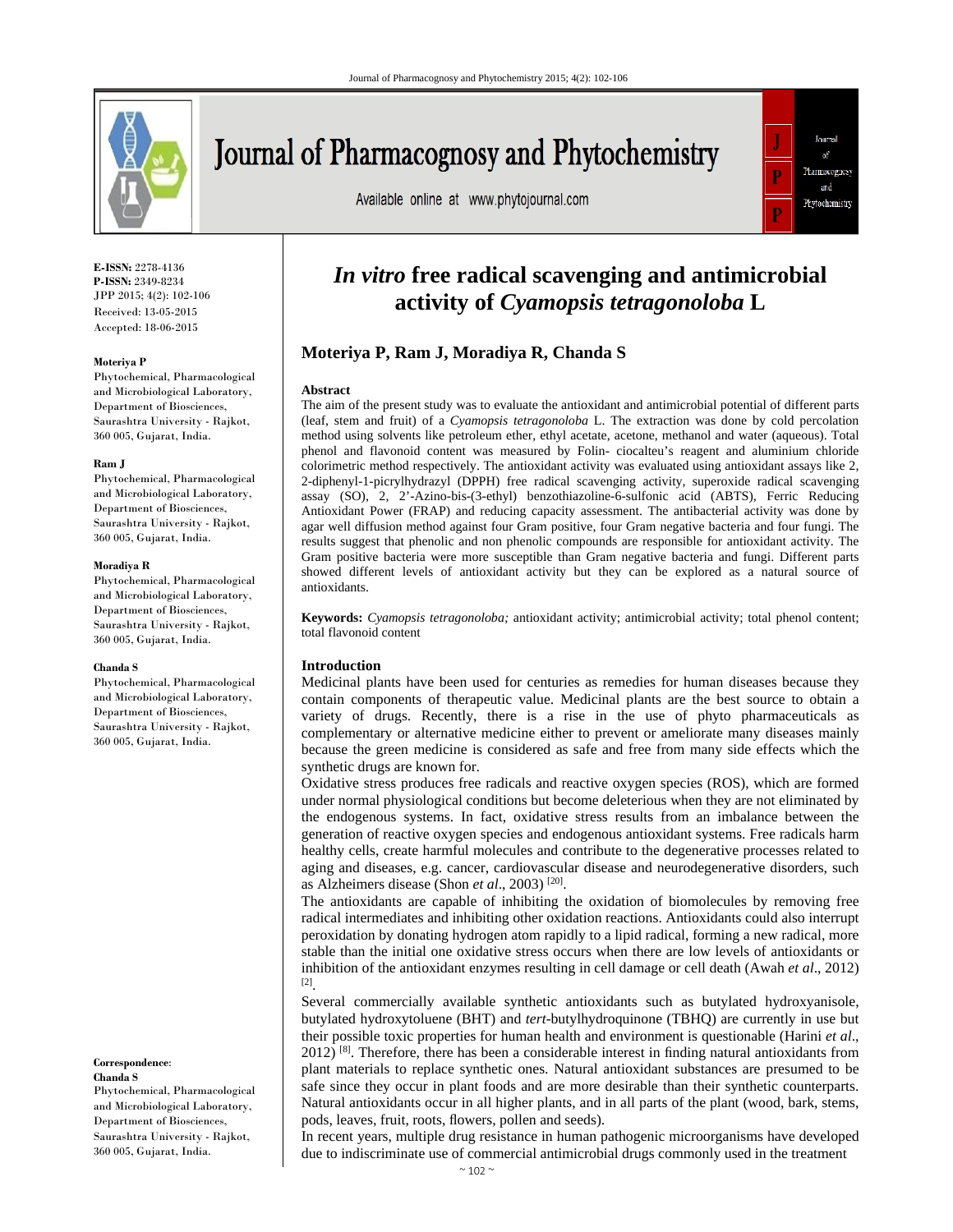E-ISSN: 2278-4136
P-ISSN: 2349-8234
JPP 2015; 4(2): 102-106
Received: 13-05-2015
Accepted: 18-06-2015

**Moteriya P**
Phytochemical, Pharmacological and Microbiological Laboratory, Department of Biosciences, Saurashtra University - Rajkot, 360 005, Gujarat, India.

**Ram J**
Phytochemical, Pharmacological and Microbiological Laboratory, Department of Biosciences, Saurashtra University - Rajkot, 360 005, Gujarat, India.

**Moradiya R**
Phytochemical, Pharmacological and Microbiological Laboratory, Department of Biosciences, Saurashtra University - Rajkot, 360 005, Gujarat, India.

**Chanda S**
Phytochemical, Pharmacological and Microbiological Laboratory, Department of Biosciences, Saurashtra University - Rajkot, 360 005, Gujarat, India.

**Correspondence:**
**Chanda S**
Phytochemical, Pharmacological and Microbiological Laboratory, Department of Biosciences, Saurashtra University - Rajkot, 360 005, Gujarat, India.

# *In vitro* free radical scavenging and antimicrobial activity of *Cyamopsis tetragonoloba* L

## Moteriya P, Ram J, Moradiya R, Chanda S

### Abstract

The aim of the present study was to evaluate the antioxidant and antimicrobial potential of different parts (leaf, stem and fruit) of a *Cyamopsis tetragonoloba* L. The extraction was done by cold percolation method using solvents like petroleum ether, ethyl acetate, acetone, methanol and water (aqueous). Total phenol and flavonoid content was measured by Folin- ciocalteu's reagent and aluminium chloride colorimetric method respectively. The antioxidant activity was evaluated using antioxidant assays like 2, 2-diphenyl-1-picrylhydrazyl (DPPH) free radical scavenging activity, superoxide radical scavenging assay (SO), 2, 2'-Azino-bis-(3-ethyl) benzothiazoline-6-sulfonic acid (ABTS), Ferric Reducing Antioxidant Power (FRAP) and reducing capacity assessment. The antibacterial activity was done by agar well diffusion method against four Gram positive, four Gram negative bacteria and four fungi. The results suggest that phenolic and non phenolic compounds are responsible for antioxidant activity. The Gram positive bacteria were more susceptible than Gram negative bacteria and fungi. Different parts showed different levels of antioxidant activity but they can be explored as a natural source of antioxidants.

**Keywords:** *Cyamopsis tetragonoloba;* antioxidant activity; antimicrobial activity; total phenol content; total flavonoid content

### Introduction

Medicinal plants have been used for centuries as remedies for human diseases because they contain components of therapeutic value. Medicinal plants are the best source to obtain a variety of drugs. Recently, there is a rise in the use of phyto pharmaceuticals as complementary or alternative medicine either to prevent or ameliorate many diseases mainly because the green medicine is considered as safe and free from many side effects which the synthetic drugs are known for.

Oxidative stress produces free radicals and reactive oxygen species (ROS), which are formed under normal physiological conditions but become deleterious when they are not eliminated by the endogenous systems. In fact, oxidative stress results from an imbalance between the generation of reactive oxygen species and endogenous antioxidant systems. Free radicals harm healthy cells, create harmful molecules and contribute to the degenerative processes related to aging and diseases, e.g. cancer, cardiovascular disease and neurodegenerative disorders, such as Alzheimers disease (Shon *et al*., 2003) [20].

The antioxidants are capable of inhibiting the oxidation of biomolecules by removing free radical intermediates and inhibiting other oxidation reactions. Antioxidants could also interrupt peroxidation by donating hydrogen atom rapidly to a lipid radical, forming a new radical, more stable than the initial one oxidative stress occurs when there are low levels of antioxidants or inhibition of the antioxidant enzymes resulting in cell damage or cell death (Awah *et al*., 2012) [2].

Several commercially available synthetic antioxidants such as butylated hydroxyanisole, butylated hydroxytoluene (BHT) and *tert*-butylhydroquinone (TBHQ) are currently in use but their possible toxic properties for human health and environment is questionable (Harini *et al*., 2012) [8]. Therefore, there has been a considerable interest in finding natural antioxidants from plant materials to replace synthetic ones. Natural antioxidant substances are presumed to be safe since they occur in plant foods and are more desirable than their synthetic counterparts. Natural antioxidants occur in all higher plants, and in all parts of the plant (wood, bark, stems, pods, leaves, fruit, roots, flowers, pollen and seeds).

In recent years, multiple drug resistance in human pathogenic microorganisms have developed due to indiscriminate use of commercial antimicrobial drugs commonly used in the treatment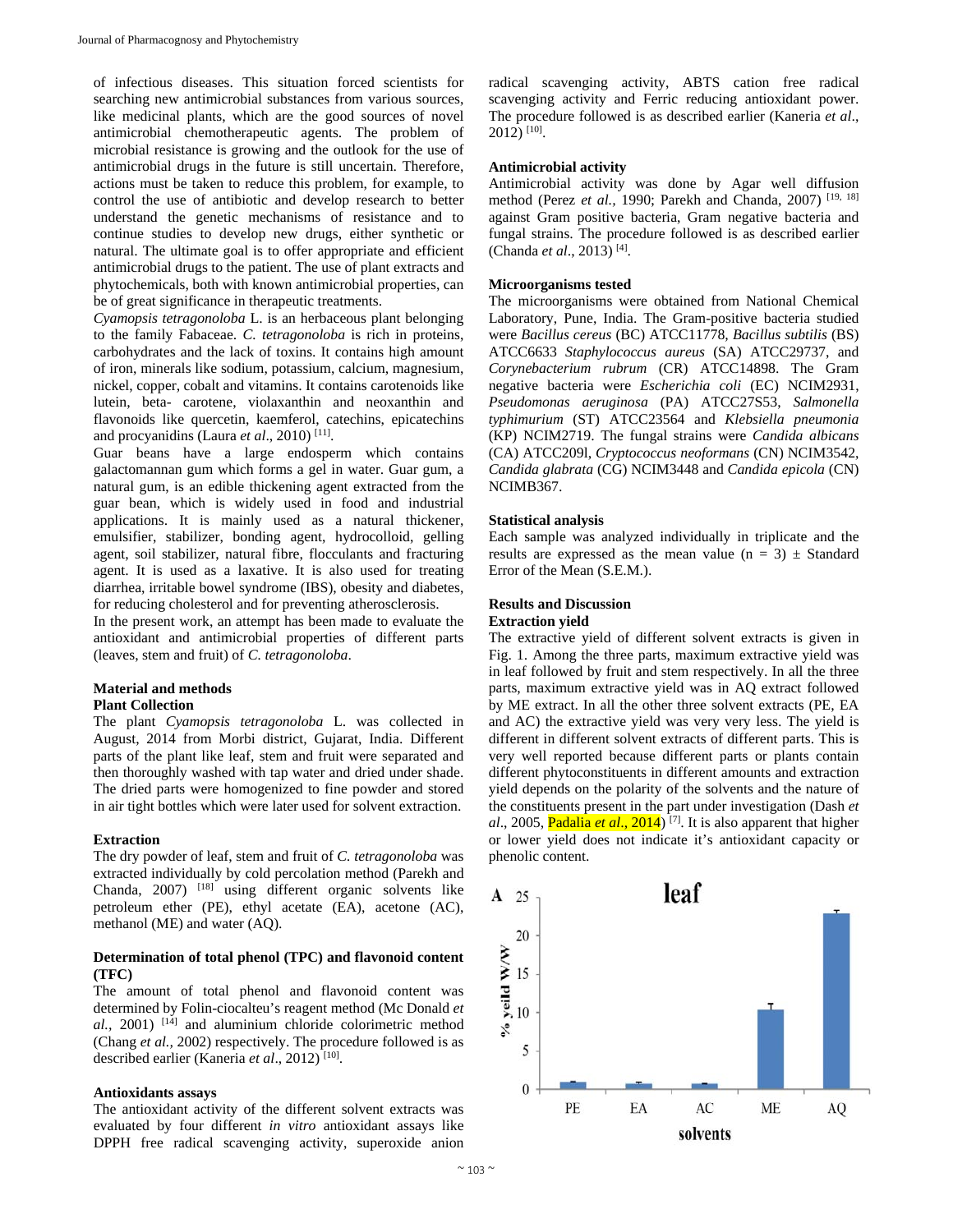of infectious diseases. This situation forced scientists for searching new antimicrobial substances from various sources, like medicinal plants, which are the good sources of novel antimicrobial chemotherapeutic agents. The problem of microbial resistance is growing and the outlook for the use of antimicrobial drugs in the future is still uncertain. Therefore, actions must be taken to reduce this problem, for example, to control the use of antibiotic and develop research to better understand the genetic mechanisms of resistance and to continue studies to develop new drugs, either synthetic or natural. The ultimate goal is to offer appropriate and efficient antimicrobial drugs to the patient. The use of plant extracts and phytochemicals, both with known antimicrobial properties, can be of great significance in therapeutic treatments.

*Cyamopsis tetragonoloba* L. is an herbaceous plant belonging to the family Fabaceae. *C. tetragonoloba* is rich in proteins, carbohydrates and the lack of toxins. It contains high amount of iron, minerals like sodium, potassium, calcium, magnesium, nickel, copper, cobalt and vitamins. It contains carotenoids like lutein, beta- carotene, violaxanthin and neoxanthin and flavonoids like quercetin, kaemferol, catechins, epicatechins and procyanidins (Laura *et al*., 2010) [11].

Guar beans have a large endosperm which contains galactomannan gum which forms a gel in water. Guar gum, a natural gum, is an edible thickening agent extracted from the guar bean, which is widely used in food and industrial applications. It is mainly used as a natural thickener, emulsifier, stabilizer, bonding agent, hydrocolloid, gelling agent, soil stabilizer, natural fibre, flocculants and fracturing agent. It is used as a laxative. It is also used for treating diarrhea, irritable bowel syndrome (IBS), obesity and diabetes, for reducing cholesterol and for preventing atherosclerosis.

In the present work, an attempt has been made to evaluate the antioxidant and antimicrobial properties of different parts (leaves, stem and fruit) of *C. tetragonoloba*.

## Material and methods

### Plant Collection

The plant *Cyamopsis tetragonoloba* L. was collected in August, 2014 from Morbi district, Gujarat, India. Different parts of the plant like leaf, stem and fruit were separated and then thoroughly washed with tap water and dried under shade. The dried parts were homogenized to fine powder and stored in air tight bottles which were later used for solvent extraction.

### Extraction

The dry powder of leaf, stem and fruit of *C. tetragonoloba* was extracted individually by cold percolation method (Parekh and Chanda, 2007) [18] using different organic solvents like petroleum ether (PE), ethyl acetate (EA), acetone (AC), methanol (ME) and water (AQ).

### Determination of total phenol (TPC) and flavonoid content (TFC)

The amount of total phenol and flavonoid content was determined by Folin-ciocalteu's reagent method (Mc Donald *et al.,* 2001) [14] and aluminium chloride colorimetric method (Chang *et al.,* 2002) respectively. The procedure followed is as described earlier (Kaneria *et al*., 2012) [10].

### Antioxidants assays

The antioxidant activity of the different solvent extracts was evaluated by four different *in vitro* antioxidant assays like DPPH free radical scavenging activity, superoxide anion radical scavenging activity, ABTS cation free radical scavenging activity and Ferric reducing antioxidant power. The procedure followed is as described earlier (Kaneria *et al*., 2012) [10].

### Antimicrobial activity

Antimicrobial activity was done by Agar well diffusion method (Perez *et al.,* 1990; Parekh and Chanda, 2007) [19, 18] against Gram positive bacteria, Gram negative bacteria and fungal strains. The procedure followed is as described earlier (Chanda *et al*., 2013) [4].

### Microorganisms tested

The microorganisms were obtained from National Chemical Laboratory, Pune, India. The Gram-positive bacteria studied were *Bacillus cereus* (BC) ATCC11778, *Bacillus subtilis* (BS) ATCC6633 *Staphylococcus aureus* (SA) ATCC29737, and *Corynebacterium rubrum* (CR) ATCC14898. The Gram negative bacteria were *Escherichia coli* (EC) NCIM2931, *Pseudomonas aeruginosa* (PA) ATCC27S53, *Salmonella typhimurium* (ST) ATCC23564 and *Klebsiella pneumonia* (KP) NCIM2719. The fungal strains were *Candida albicans* (CA) ATCC209l, *Cryptococcus neoformans* (CN) NCIM3542, *Candida glabrata* (CG) NCIM3448 and *Candida epicola* (CN) NCIMB367.

### Statistical analysis

Each sample was analyzed individually in triplicate and the results are expressed as the mean value (n = 3) ± Standard Error of the Mean (S.E.M.).

## Results and Discussion

### Extraction yield

The extractive yield of different solvent extracts is given in Fig. 1. Among the three parts, maximum extractive yield was in leaf followed by fruit and stem respectively. In all the three parts, maximum extractive yield was in AQ extract followed by ME extract. In all the other three solvent extracts (PE, EA and AC) the extractive yield was very very less. The yield is different in different solvent extracts of different parts. This is very well reported because different parts or plants contain different phytoconstituents in different amounts and extraction yield depends on the polarity of the solvents and the nature of the constituents present in the part under investigation (Dash *et al*., 2005, Padalia *et al*., 2014) [7]. It is also apparent that higher or lower yield does not indicate it's antioxidant capacity or phenolic content.

A — leaf

| solvents | PE | EA | AC | ME | AQ |
|---|---|---|---|---|---|
| % yeild W/W | ~1 | ~0.8 | ~0.8 | ~10.4 | ~22.9 |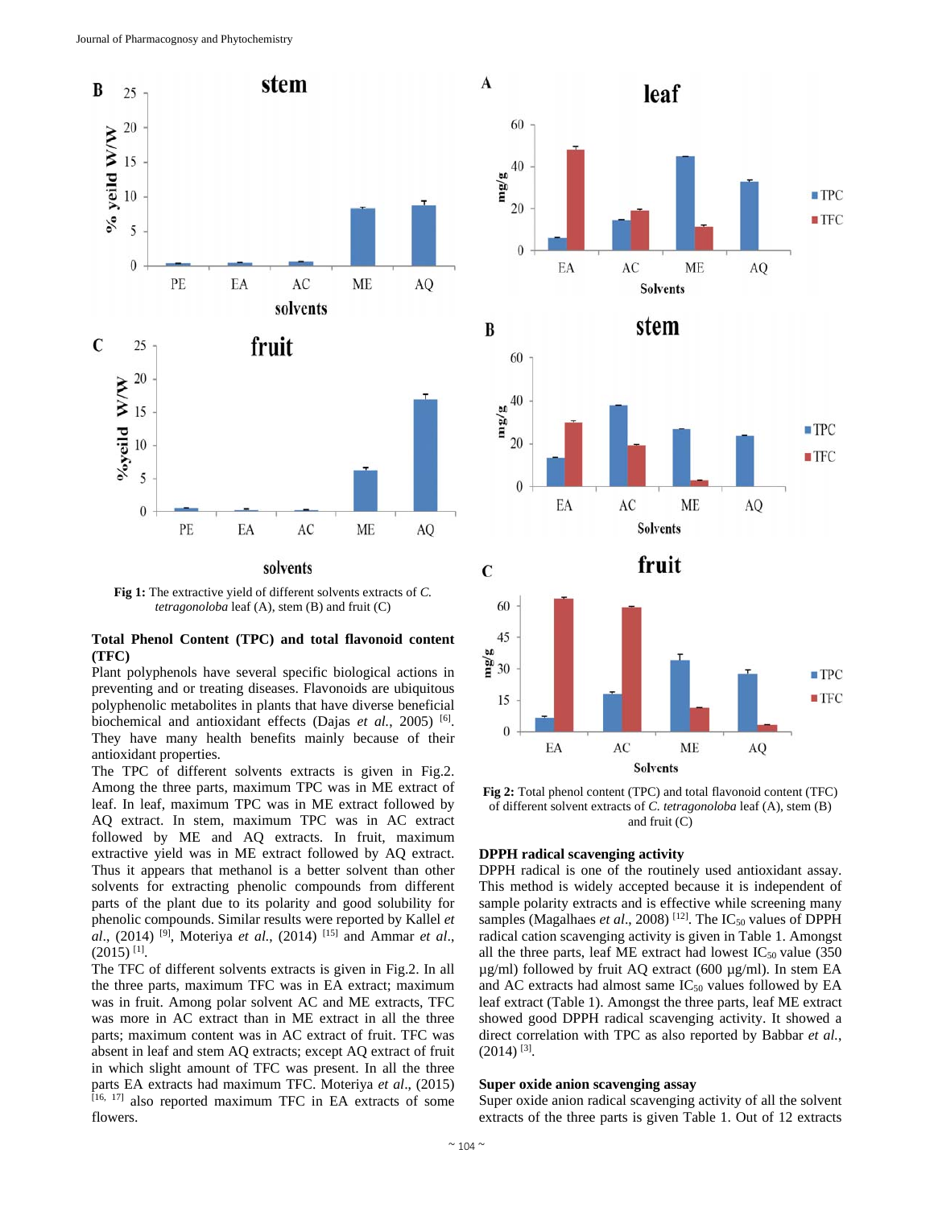Fig 1: The extractive yield of different solvents extracts of *C. tetragonoloba* leaf (A), stem (B) and fruit (C)

**Total Phenol Content (TPC) and total flavonoid content (TFC)**

Plant polyphenols have several specific biological actions in preventing and or treating diseases. Flavonoids are ubiquitous polyphenolic metabolites in plants that have diverse beneficial biochemical and antioxidant effects (Dajas *et al.*, 2005) [6]. They have many health benefits mainly because of their antioxidant properties.

The TPC of different solvents extracts is given in Fig.2. Among the three parts, maximum TPC was in ME extract of leaf. In leaf, maximum TPC was in ME extract followed by AQ extract. In stem, maximum TPC was in AC extract followed by ME and AQ extracts. In fruit, maximum extractive yield was in ME extract followed by AQ extract. Thus it appears that methanol is a better solvent than other solvents for extracting phenolic compounds from different parts of the plant due to its polarity and good solubility for phenolic compounds. Similar results were reported by Kallel *et al.*, (2014) [9], Moteriya *et al.*, (2014) [15] and Ammar *et al.*, (2015) [1].

The TFC of different solvents extracts is given in Fig.2. In all the three parts, maximum TFC was in EA extract; maximum was in fruit. Among polar solvent AC and ME extracts, TFC was more in AC extract than in ME extract in all the three parts; maximum content was in AC extract of fruit. TFC was absent in leaf and stem AQ extracts; except AQ extract of fruit in which slight amount of TFC was present. In all the three parts EA extracts had maximum TFC. Moteriya *et al*., (2015) [16, 17] also reported maximum TFC in EA extracts of some flowers.

Fig 2: Total phenol content (TPC) and total flavonoid content (TFC) of different solvent extracts of *C. tetragonoloba* leaf (A), stem (B) and fruit (C)

**DPPH radical scavenging activity**

DPPH radical is one of the routinely used antioxidant assay. This method is widely accepted because it is independent of sample polarity extracts and is effective while screening many samples (Magalhaes *et al*., 2008) [12]. The $IC_{50}$ values of DPPH radical cation scavenging activity is given in Table 1. Amongst all the three parts, leaf ME extract had lowest $IC_{50}$ value (350 µg/ml) followed by fruit AQ extract (600 µg/ml). In stem EA and AC extracts had almost same $IC_{50}$ values followed by EA leaf extract (Table 1). Amongst the three parts, leaf ME extract showed good DPPH radical scavenging activity. It showed a direct correlation with TPC as also reported by Babbar *et al.*, (2014) [3].

**Super oxide anion scavenging assay**

Super oxide anion radical scavenging activity of all the solvent extracts of the three parts is given Table 1. Out of 12 extracts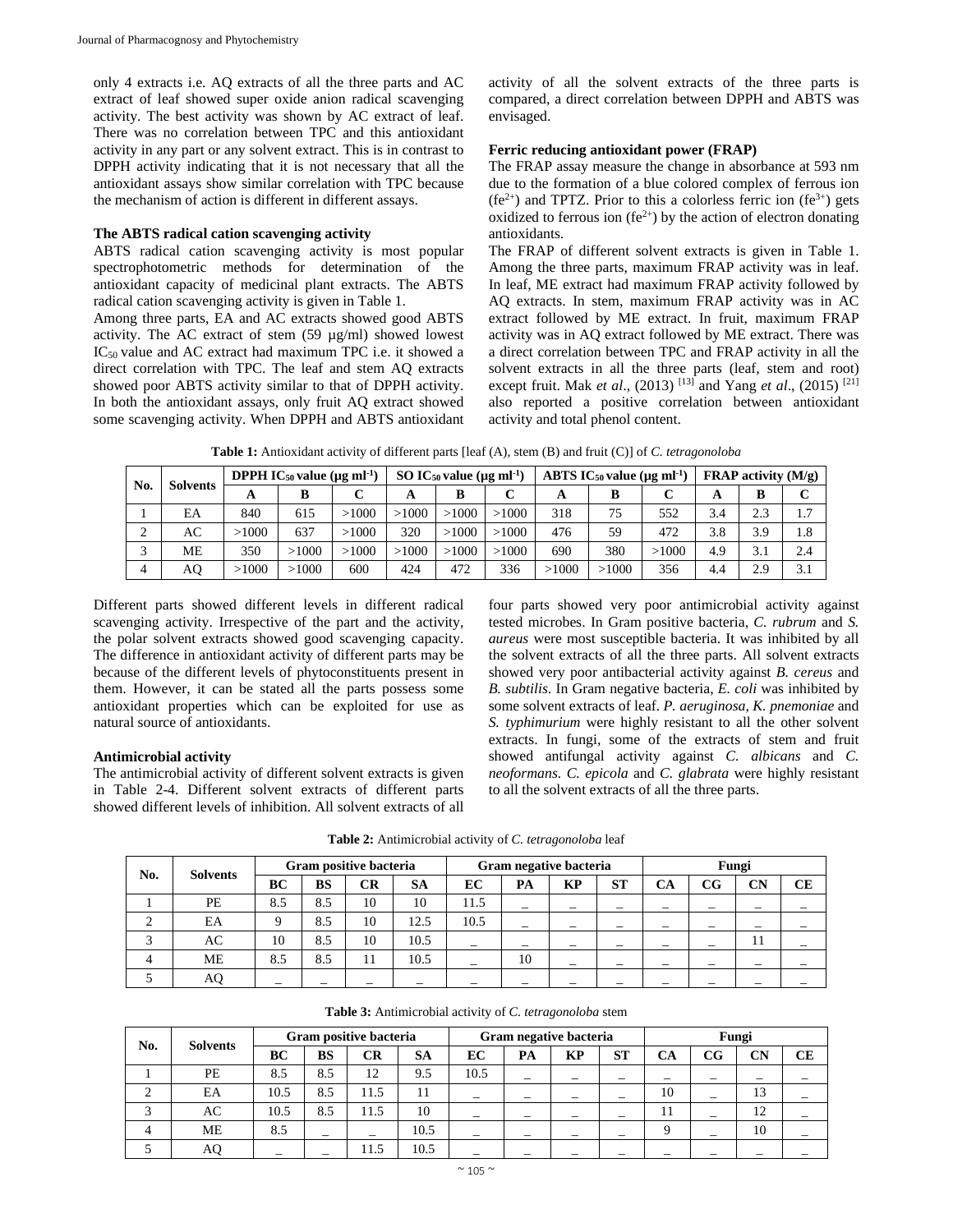only 4 extracts i.e. AQ extracts of all the three parts and AC extract of leaf showed super oxide anion radical scavenging activity. The best activity was shown by AC extract of leaf. There was no correlation between TPC and this antioxidant activity in any part or any solvent extract. This is in contrast to DPPH activity indicating that it is not necessary that all the antioxidant assays show similar correlation with TPC because the mechanism of action is different in different assays.

### The ABTS radical cation scavenging activity

ABTS radical cation scavenging activity is most popular spectrophotometric methods for determination of the antioxidant capacity of medicinal plant extracts. The ABTS radical cation scavenging activity is given in Table 1.

Among three parts, EA and AC extracts showed good ABTS activity. The AC extract of stem (59 µg/ml) showed lowest $IC_{50}$ value and AC extract had maximum TPC i.e. it showed a direct correlation with TPC. The leaf and stem AQ extracts showed poor ABTS activity similar to that of DPPH activity. In both the antioxidant assays, only fruit AQ extract showed some scavenging activity. When DPPH and ABTS antioxidant activity of all the solvent extracts of the three parts is compared, a direct correlation between DPPH and ABTS was envisaged.

### Ferric reducing antioxidant power (FRAP)

The FRAP assay measure the change in absorbance at 593 nm due to the formation of a blue colored complex of ferrous ion ($fe^{2+}$) and TPTZ. Prior to this a colorless ferric ion ($fe^{3+}$) gets oxidized to ferrous ion ($fe^{2+}$) by the action of electron donating antioxidants.

The FRAP of different solvent extracts is given in Table 1. Among the three parts, maximum FRAP activity was in leaf. In leaf, ME extract had maximum FRAP activity followed by AQ extracts. In stem, maximum FRAP activity was in AC extract followed by ME extract. In fruit, maximum FRAP activity was in AQ extract followed by ME extract. There was a direct correlation between TPC and FRAP activity in all the solvent extracts in all the three parts (leaf, stem and root) except fruit. Mak *et al*., (2013) [13] and Yang *et al*., (2015) [21] also reported a positive correlation between antioxidant activity and total phenol content.

**Table 1:** Antioxidant activity of different parts [leaf (A), stem (B) and fruit (C)] of *C. tetragonoloba*

| No. | Solvents | DPPH $IC_{50}$ value (µg ml$^{-1}$) | | | SO $IC_{50}$ value (µg ml$^{-1}$) | | | ABTS $IC_{50}$ value (µg ml$^{-1}$) | | | FRAP activity (M/g) | | |
|---|---|---|---|---|---|---|---|---|---|---|---|---|---|
| | | A | B | C | A | B | C | A | B | C | A | B | C |
| 1 | EA | 840 | 615 | >1000 | >1000 | >1000 | >1000 | 318 | 75 | 552 | 3.4 | 2.3 | 1.7 |
| 2 | AC | >1000 | 637 | >1000 | 320 | >1000 | >1000 | 476 | 59 | 472 | 3.8 | 3.9 | 1.8 |
| 3 | ME | 350 | >1000 | >1000 | >1000 | >1000 | >1000 | 690 | 380 | >1000 | 4.9 | 3.1 | 2.4 |
| 4 | AQ | >1000 | >1000 | 600 | 424 | 472 | 336 | >1000 | >1000 | 356 | 4.4 | 2.9 | 3.1 |

Different parts showed different levels in different radical scavenging activity. Irrespective of the part and the activity, the polar solvent extracts showed good scavenging capacity. The difference in antioxidant activity of different parts may be because of the different levels of phytoconstituents present in them. However, it can be stated all the parts possess some antioxidant properties which can be exploited for use as natural source of antioxidants.

### Antimicrobial activity

The antimicrobial activity of different solvent extracts is given in Table 2-4. Different solvent extracts of different parts showed different levels of inhibition. All solvent extracts of all four parts showed very poor antimicrobial activity against tested microbes. In Gram positive bacteria, *C. rubrum* and *S. aureus* were most susceptible bacteria. It was inhibited by all the solvent extracts of all the three parts. All solvent extracts showed very poor antibacterial activity against *B. cereus* and *B. subtilis*. In Gram negative bacteria, *E. coli* was inhibited by some solvent extracts of leaf. *P. aeruginosa, K. pnemoniae* and *S. typhimurium* were highly resistant to all the other solvent extracts. In fungi, some of the extracts of stem and fruit showed antifungal activity against *C. albicans* and *C. neoformans*. *C. epicola* and *C. glabrata* were highly resistant to all the solvent extracts of all the three parts.

**Table 2:** Antimicrobial activity of *C. tetragonoloba* leaf

| No. | Solvents | Gram positive bacteria | | | | Gram negative bacteria | | | | Fungi | | | |
|---|---|---|---|---|---|---|---|---|---|---|---|---|---|
| | | BC | BS | CR | SA | EC | PA | KP | ST | CA | CG | CN | CE |
| 1 | PE | 8.5 | 8.5 | 10 | 10 | 11.5 | _ | _ | _ | _ | _ | _ | _ |
| 2 | EA | 9 | 8.5 | 10 | 12.5 | 10.5 | _ | _ | _ | _ | _ | _ | _ |
| 3 | AC | 10 | 8.5 | 10 | 10.5 | _ | _ | _ | _ | _ | _ | 11 | _ |
| 4 | ME | 8.5 | 8.5 | 11 | 10.5 | _ | 10 | _ | _ | _ | _ | _ | _ |
| 5 | AQ | _ | _ | _ | _ | _ | _ | _ | _ | _ | _ | _ | _ |

**Table 3:** Antimicrobial activity of *C. tetragonoloba* stem

| No. | Solvents | Gram positive bacteria | | | | Gram negative bacteria | | | | Fungi | | | |
|---|---|---|---|---|---|---|---|---|---|---|---|---|---|
| | | BC | BS | CR | SA | EC | PA | KP | ST | CA | CG | CN | CE |
| 1 | PE | 8.5 | 8.5 | 12 | 9.5 | 10.5 | _ | _ | _ | _ | _ | _ | _ |
| 2 | EA | 10.5 | 8.5 | 11.5 | 11 | _ | _ | _ | _ | 10 | _ | 13 | _ |
| 3 | AC | 10.5 | 8.5 | 11.5 | 10 | _ | _ | _ | _ | 11 | _ | 12 | _ |
| 4 | ME | 8.5 | _ | _ | 10.5 | _ | _ | _ | _ | 9 | _ | 10 | _ |
| 5 | AQ | _ | _ | 11.5 | 10.5 | _ | _ | _ | _ | _ | _ | _ | _ |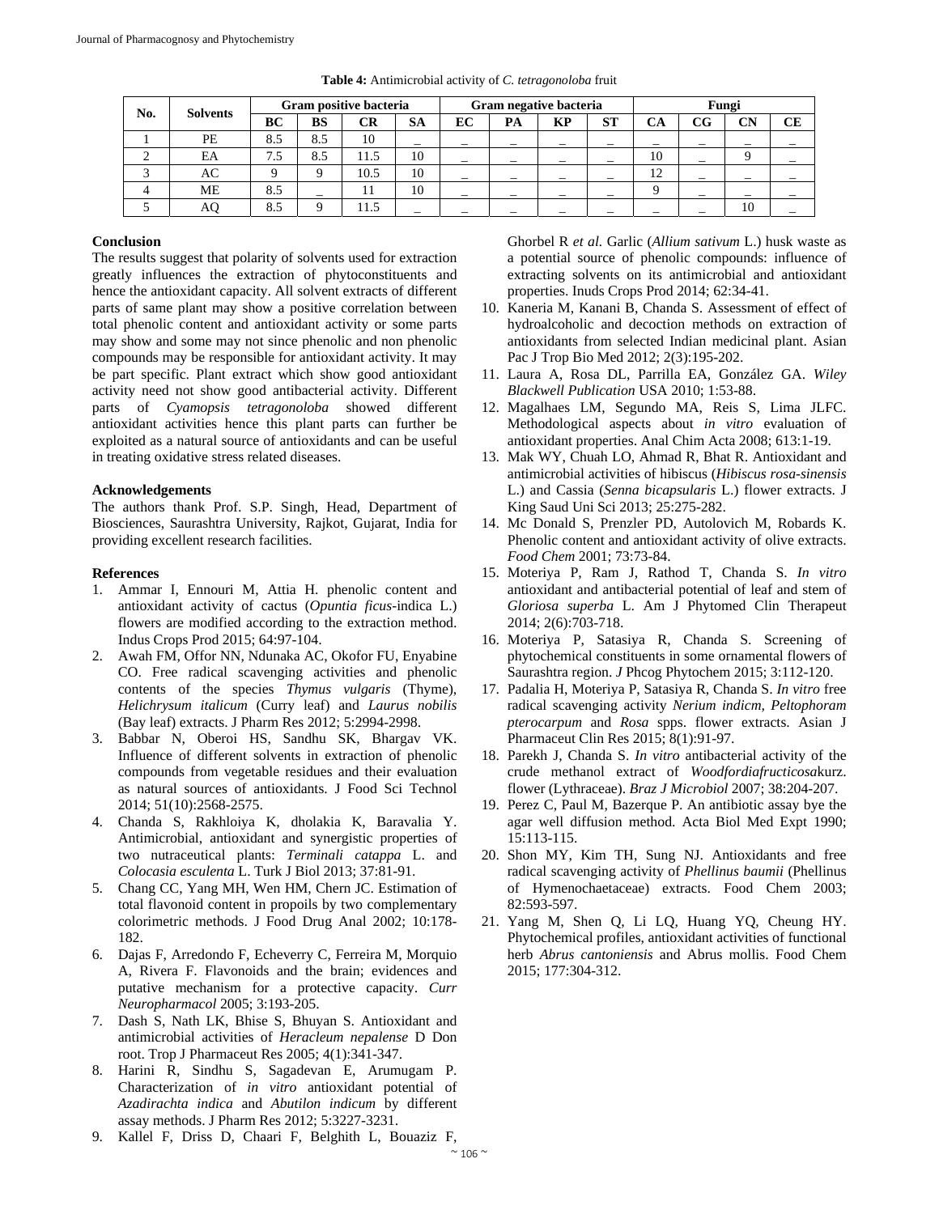**Table 4:** Antimicrobial activity of *C. tetragonoloba* fruit

| No. | Solvents | Gram positive bacteria | | | | Gram negative bacteria | | | | Fungi | | | |
|---|---|---|---|---|---|---|---|---|---|---|---|---|---|
| | | BC | BS | CR | SA | EC | PA | KP | ST | CA | CG | CN | CE |
| 1 | PE | 8.5 | 8.5 | 10 | _ | _ | _ | _ | _ | _ | _ | _ | _ |
| 2 | EA | 7.5 | 8.5 | 11.5 | 10 | _ | _ | _ | _ | 10 | _ | 9 | _ |
| 3 | AC | 9 | 9 | 10.5 | 10 | _ | _ | _ | _ | 12 | _ | _ | _ |
| 4 | ME | 8.5 | _ | 11 | 10 | _ | _ | _ | _ | 9 | _ | _ | _ |
| 5 | AQ | 8.5 | 9 | 11.5 | _ | _ | _ | _ | _ | _ | _ | 10 | _ |

## Conclusion

The results suggest that polarity of solvents used for extraction greatly influences the extraction of phytoconstituents and hence the antioxidant capacity. All solvent extracts of different parts of same plant may show a positive correlation between total phenolic content and antioxidant activity or some parts may show and some may not since phenolic and non phenolic compounds may be responsible for antioxidant activity. It may be part specific. Plant extract which show good antioxidant activity need not show good antibacterial activity. Different parts of *Cyamopsis tetragonoloba* showed different antioxidant activities hence this plant parts can further be exploited as a natural source of antioxidants and can be useful in treating oxidative stress related diseases.

## Acknowledgements

The authors thank Prof. S.P. Singh, Head, Department of Biosciences, Saurashtra University, Rajkot, Gujarat, India for providing excellent research facilities.

## References

1. Ammar I, Ennouri M, Attia H. phenolic content and antioxidant activity of cactus (*Opuntia ficus*-indica L.) flowers are modified according to the extraction method. Indus Crops Prod 2015; 64:97-104.
2. Awah FM, Offor NN, Ndunaka AC, Okofor FU, Enyabine CO. Free radical scavenging activities and phenolic contents of the species *Thymus vulgaris* (Thyme), *Helichrysum italicum* (Curry leaf) and *Laurus nobilis* (Bay leaf) extracts. J Pharm Res 2012; 5:2994-2998.
3. Babbar N, Oberoi HS, Sandhu SK, Bhargav VK. Influence of different solvents in extraction of phenolic compounds from vegetable residues and their evaluation as natural sources of antioxidants. J Food Sci Technol 2014; 51(10):2568-2575.
4. Chanda S, Rakhloiya K, dholakia K, Baravalia Y. Antimicrobial, antioxidant and synergistic properties of two nutraceutical plants: *Terminali catappa* L. and *Colocasia esculenta* L. Turk J Biol 2013; 37:81-91.
5. Chang CC, Yang MH, Wen HM, Chern JC. Estimation of total flavonoid content in propoils by two complementary colorimetric methods. J Food Drug Anal 2002; 10:178-182.
6. Dajas F, Arredondo F, Echeverry C, Ferreira M, Morquio A, Rivera F. Flavonoids and the brain; evidences and putative mechanism for a protective capacity. *Curr Neuropharmacol* 2005; 3:193-205.
7. Dash S, Nath LK, Bhise S, Bhuyan S. Antioxidant and antimicrobial activities of *Heracleum nepalense* D Don root. Trop J Pharmaceut Res 2005; 4(1):341-347.
8. Harini R, Sindhu S, Sagadevan E, Arumugam P. Characterization of *in vitro* antioxidant potential of *Azadirachta indica* and *Abutilon indicum* by different assay methods. J Pharm Res 2012; 5:3227-3231.
9. Kallel F, Driss D, Chaari F, Belghith L, Bouaziz F, Ghorbel R *et al.* Garlic (*Allium sativum* L.) husk waste as a potential source of phenolic compounds: influence of extracting solvents on its antimicrobial and antioxidant properties. Inuds Crops Prod 2014; 62:34-41.
10. Kaneria M, Kanani B, Chanda S. Assessment of effect of hydroalcoholic and decoction methods on extraction of antioxidants from selected Indian medicinal plant. Asian Pac J Trop Bio Med 2012; 2(3):195-202.
11. Laura A, Rosa DL, Parrilla EA, González GA. *Wiley Blackwell Publication* USA 2010; 1:53-88.
12. Magalhaes LM, Segundo MA, Reis S, Lima JLFC. Methodological aspects about *in vitro* evaluation of antioxidant properties. Anal Chim Acta 2008; 613:1-19.
13. Mak WY, Chuah LO, Ahmad R, Bhat R. Antioxidant and antimicrobial activities of hibiscus (*Hibiscus rosa-sinensis* L.) and Cassia (*Senna bicapsularis* L.) flower extracts. J King Saud Uni Sci 2013; 25:275-282.
14. Mc Donald S, Prenzler PD, Autolovich M, Robards K. Phenolic content and antioxidant activity of olive extracts. *Food Chem* 2001; 73:73-84.
15. Moteriya P, Ram J, Rathod T, Chanda S. *In vitro* antioxidant and antibacterial potential of leaf and stem of *Gloriosa superba* L. Am J Phytomed Clin Therapeut 2014; 2(6):703-718.
16. Moteriya P, Satasiya R, Chanda S. Screening of phytochemical constituents in some ornamental flowers of Saurashtra region. *J* Phcog Phytochem 2015; 3:112-120.
17. Padalia H, Moteriya P, Satasiya R, Chanda S. *In vitro* free radical scavenging activity *Nerium indicm, Peltophoram pterocarpum* and *Rosa* spps. flower extracts. Asian J Pharmaceut Clin Res 2015; 8(1):91-97.
18. Parekh J, Chanda S. *In vitro* antibacterial activity of the crude methanol extract of *Woodfordiafructicosa*kurz. flower (Lythraceae). *Braz J Microbiol* 2007; 38:204-207.
19. Perez C, Paul M, Bazerque P. An antibiotic assay bye the agar well diffusion method. Acta Biol Med Expt 1990; 15:113-115.
20. Shon MY, Kim TH, Sung NJ. Antioxidants and free radical scavenging activity of *Phellinus baumii* (Phellinus of Hymenochaetaceae) extracts. Food Chem 2003; 82:593-597.
21. Yang M, Shen Q, Li LQ, Huang YQ, Cheung HY. Phytochemical profiles, antioxidant activities of functional herb *Abrus cantoniensis* and Abrus mollis. Food Chem 2015; 177:304-312.